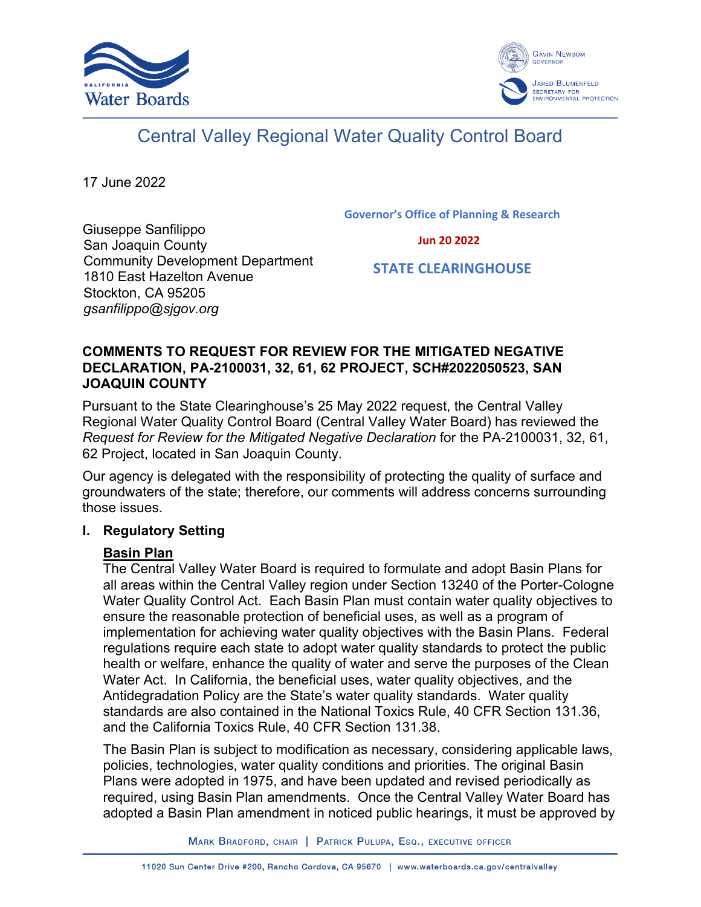# Central Valley Regional Water Quality Control Board

17 June 2022

Giuseppe Sanfilippo
San Joaquin County
Community Development Department
1810 East Hazelton Avenue
Stockton, CA 95205
*gsanfilippo@sjgov.org*

Governor's Office of Planning & Research

Jun 20 2022

STATE CLEARINGHOUSE

**COMMENTS TO REQUEST FOR REVIEW FOR THE MITIGATED NEGATIVE DECLARATION, PA-2100031, 32, 61, 62 PROJECT, SCH#2022050523, SAN JOAQUIN COUNTY**

Pursuant to the State Clearinghouse's 25 May 2022 request, the Central Valley Regional Water Quality Control Board (Central Valley Water Board) has reviewed the *Request for Review for the Mitigated Negative Declaration* for the PA-2100031, 32, 61, 62 Project, located in San Joaquin County.

Our agency is delegated with the responsibility of protecting the quality of surface and groundwaters of the state; therefore, our comments will address concerns surrounding those issues.

## I. Regulatory Setting

### Basin Plan

The Central Valley Water Board is required to formulate and adopt Basin Plans for all areas within the Central Valley region under Section 13240 of the Porter-Cologne Water Quality Control Act. Each Basin Plan must contain water quality objectives to ensure the reasonable protection of beneficial uses, as well as a program of implementation for achieving water quality objectives with the Basin Plans. Federal regulations require each state to adopt water quality standards to protect the public health or welfare, enhance the quality of water and serve the purposes of the Clean Water Act. In California, the beneficial uses, water quality objectives, and the Antidegradation Policy are the State's water quality standards. Water quality standards are also contained in the National Toxics Rule, 40 CFR Section 131.36, and the California Toxics Rule, 40 CFR Section 131.38.

The Basin Plan is subject to modification as necessary, considering applicable laws, policies, technologies, water quality conditions and priorities. The original Basin Plans were adopted in 1975, and have been updated and revised periodically as required, using Basin Plan amendments. Once the Central Valley Water Board has adopted a Basin Plan amendment in noticed public hearings, it must be approved by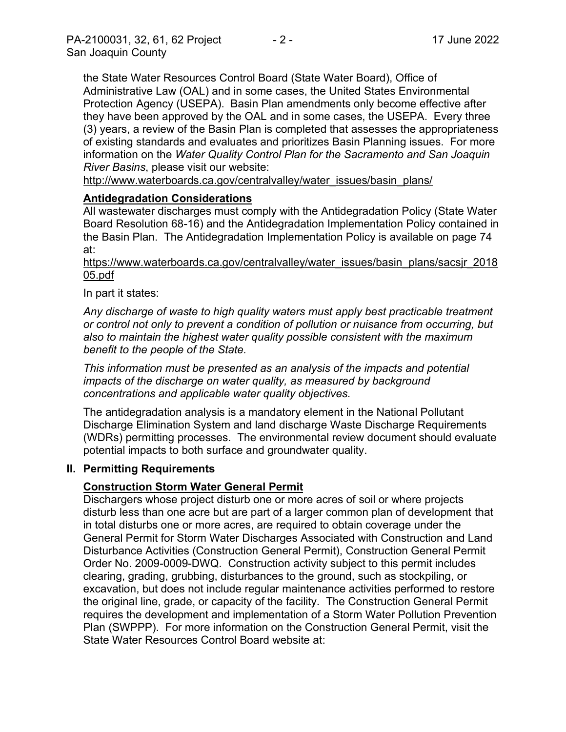the State Water Resources Control Board (State Water Board), Office of Administrative Law (OAL) and in some cases, the United States Environmental Protection Agency (USEPA). Basin Plan amendments only become effective after they have been approved by the OAL and in some cases, the USEPA. Every three (3) years, a review of the Basin Plan is completed that assesses the appropriateness of existing standards and evaluates and prioritizes Basin Planning issues. For more information on the *Water Quality Control Plan for the Sacramento and San Joaquin River Basins*, please visit our website:
http://www.waterboards.ca.gov/centralvalley/water_issues/basin_plans/

**Antidegradation Considerations**

All wastewater discharges must comply with the Antidegradation Policy (State Water Board Resolution 68-16) and the Antidegradation Implementation Policy contained in the Basin Plan. The Antidegradation Implementation Policy is available on page 74 at:
https://www.waterboards.ca.gov/centralvalley/water_issues/basin_plans/sacsjr_201805.pdf

In part it states:

*Any discharge of waste to high quality waters must apply best practicable treatment or control not only to prevent a condition of pollution or nuisance from occurring, but also to maintain the highest water quality possible consistent with the maximum benefit to the people of the State.*

*This information must be presented as an analysis of the impacts and potential impacts of the discharge on water quality, as measured by background concentrations and applicable water quality objectives.*

The antidegradation analysis is a mandatory element in the National Pollutant Discharge Elimination System and land discharge Waste Discharge Requirements (WDRs) permitting processes. The environmental review document should evaluate potential impacts to both surface and groundwater quality.

## II. Permitting Requirements

**Construction Storm Water General Permit**

Dischargers whose project disturb one or more acres of soil or where projects disturb less than one acre but are part of a larger common plan of development that in total disturbs one or more acres, are required to obtain coverage under the General Permit for Storm Water Discharges Associated with Construction and Land Disturbance Activities (Construction General Permit), Construction General Permit Order No. 2009-0009-DWQ. Construction activity subject to this permit includes clearing, grading, grubbing, disturbances to the ground, such as stockpiling, or excavation, but does not include regular maintenance activities performed to restore the original line, grade, or capacity of the facility. The Construction General Permit requires the development and implementation of a Storm Water Pollution Prevention Plan (SWPPP). For more information on the Construction General Permit, visit the State Water Resources Control Board website at: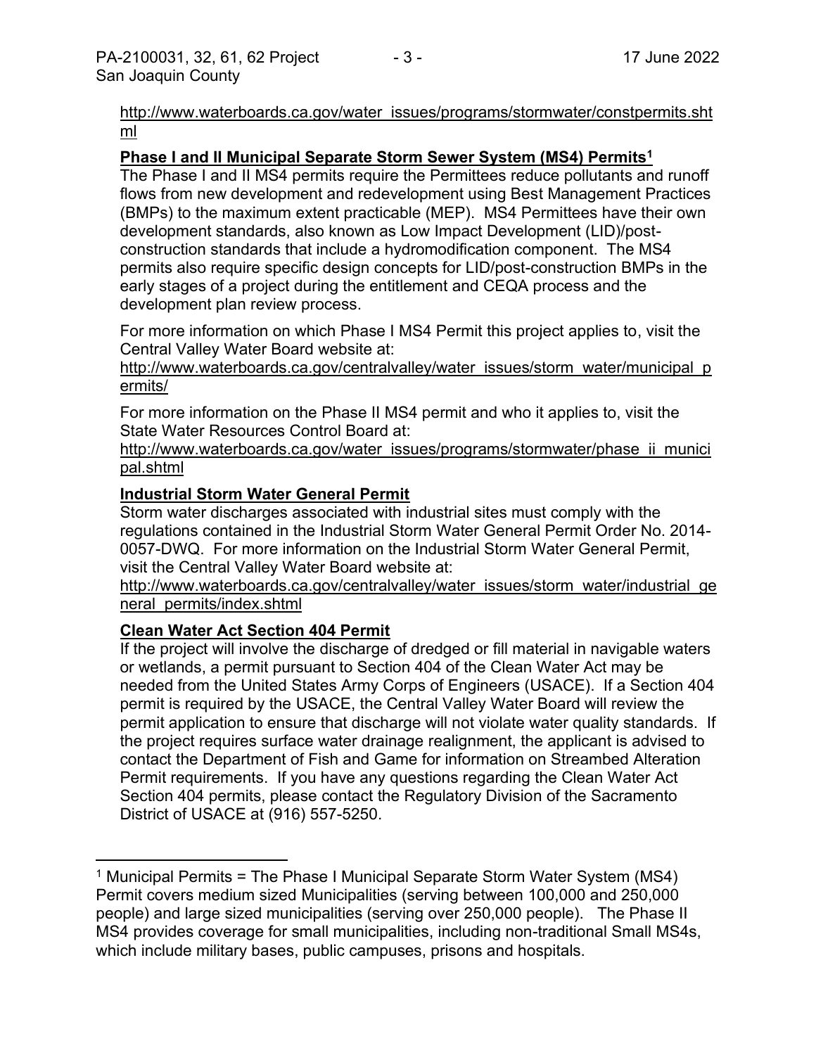http://www.waterboards.ca.gov/water_issues/programs/stormwater/constpermits.shtml

**Phase I and II Municipal Separate Storm Sewer System (MS4) Permits[1]**

The Phase I and II MS4 permits require the Permittees reduce pollutants and runoff flows from new development and redevelopment using Best Management Practices (BMPs) to the maximum extent practicable (MEP). MS4 Permittees have their own development standards, also known as Low Impact Development (LID)/post-construction standards that include a hydromodification component. The MS4 permits also require specific design concepts for LID/post-construction BMPs in the early stages of a project during the entitlement and CEQA process and the development plan review process.

For more information on which Phase I MS4 Permit this project applies to, visit the Central Valley Water Board website at:
http://www.waterboards.ca.gov/centralvalley/water_issues/storm_water/municipal_permits/

For more information on the Phase II MS4 permit and who it applies to, visit the State Water Resources Control Board at:
http://www.waterboards.ca.gov/water_issues/programs/stormwater/phase_ii_municipal.shtml

**Industrial Storm Water General Permit**

Storm water discharges associated with industrial sites must comply with the regulations contained in the Industrial Storm Water General Permit Order No. 2014-0057-DWQ. For more information on the Industrial Storm Water General Permit, visit the Central Valley Water Board website at:
http://www.waterboards.ca.gov/centralvalley/water_issues/storm_water/industrial_general_permits/index.shtml

**Clean Water Act Section 404 Permit**

If the project will involve the discharge of dredged or fill material in navigable waters or wetlands, a permit pursuant to Section 404 of the Clean Water Act may be needed from the United States Army Corps of Engineers (USACE). If a Section 404 permit is required by the USACE, the Central Valley Water Board will review the permit application to ensure that discharge will not violate water quality standards. If the project requires surface water drainage realignment, the applicant is advised to contact the Department of Fish and Game for information on Streambed Alteration Permit requirements. If you have any questions regarding the Clean Water Act Section 404 permits, please contact the Regulatory Division of the Sacramento District of USACE at (916) 557-5250.

---

[1] Municipal Permits = The Phase I Municipal Separate Storm Water System (MS4) Permit covers medium sized Municipalities (serving between 100,000 and 250,000 people) and large sized municipalities (serving over 250,000 people). The Phase II MS4 provides coverage for small municipalities, including non-traditional Small MS4s, which include military bases, public campuses, prisons and hospitals.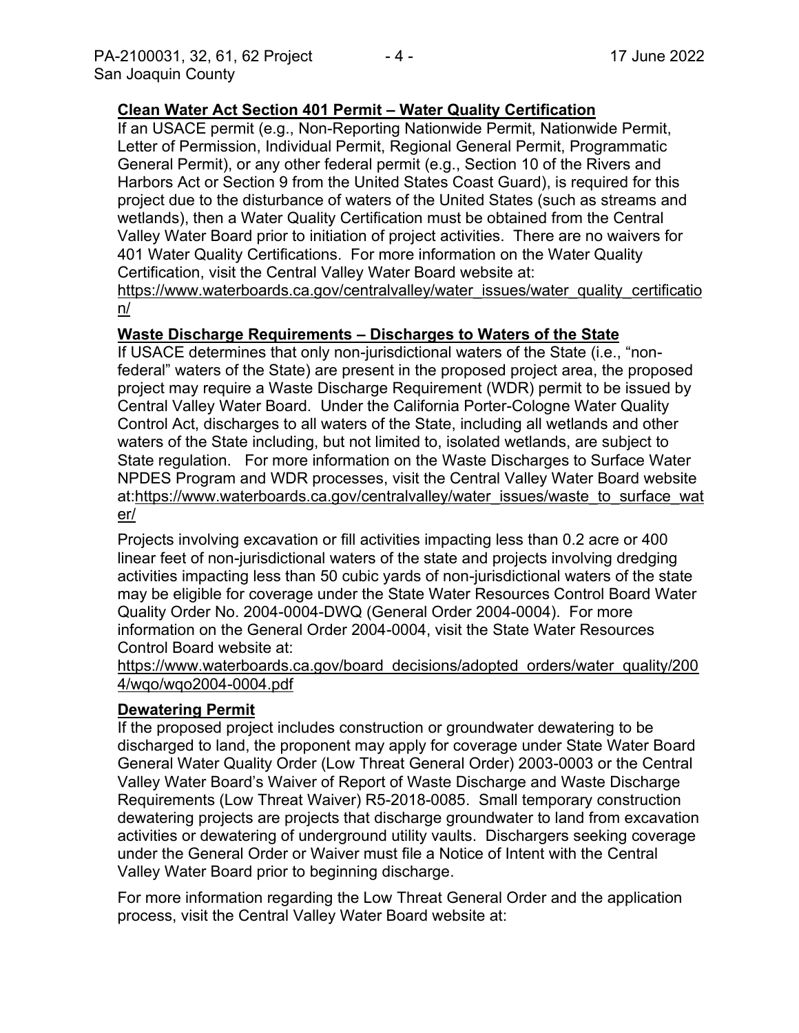**Clean Water Act Section 401 Permit – Water Quality Certification**

If an USACE permit (e.g., Non-Reporting Nationwide Permit, Nationwide Permit, Letter of Permission, Individual Permit, Regional General Permit, Programmatic General Permit), or any other federal permit (e.g., Section 10 of the Rivers and Harbors Act or Section 9 from the United States Coast Guard), is required for this project due to the disturbance of waters of the United States (such as streams and wetlands), then a Water Quality Certification must be obtained from the Central Valley Water Board prior to initiation of project activities. There are no waivers for 401 Water Quality Certifications. For more information on the Water Quality Certification, visit the Central Valley Water Board website at: https://www.waterboards.ca.gov/centralvalley/water_issues/water_quality_certification/

**Waste Discharge Requirements – Discharges to Waters of the State**

If USACE determines that only non-jurisdictional waters of the State (i.e., "non-federal" waters of the State) are present in the proposed project area, the proposed project may require a Waste Discharge Requirement (WDR) permit to be issued by Central Valley Water Board. Under the California Porter-Cologne Water Quality Control Act, discharges to all waters of the State, including all wetlands and other waters of the State including, but not limited to, isolated wetlands, are subject to State regulation. For more information on the Waste Discharges to Surface Water NPDES Program and WDR processes, visit the Central Valley Water Board website at:https://www.waterboards.ca.gov/centralvalley/water_issues/waste_to_surface_water/

Projects involving excavation or fill activities impacting less than 0.2 acre or 400 linear feet of non-jurisdictional waters of the state and projects involving dredging activities impacting less than 50 cubic yards of non-jurisdictional waters of the state may be eligible for coverage under the State Water Resources Control Board Water Quality Order No. 2004-0004-DWQ (General Order 2004-0004). For more information on the General Order 2004-0004, visit the State Water Resources Control Board website at: https://www.waterboards.ca.gov/board_decisions/adopted_orders/water_quality/2004/wqo/wqo2004-0004.pdf

**Dewatering Permit**

If the proposed project includes construction or groundwater dewatering to be discharged to land, the proponent may apply for coverage under State Water Board General Water Quality Order (Low Threat General Order) 2003-0003 or the Central Valley Water Board's Waiver of Report of Waste Discharge and Waste Discharge Requirements (Low Threat Waiver) R5-2018-0085. Small temporary construction dewatering projects are projects that discharge groundwater to land from excavation activities or dewatering of underground utility vaults. Dischargers seeking coverage under the General Order or Waiver must file a Notice of Intent with the Central Valley Water Board prior to beginning discharge.

For more information regarding the Low Threat General Order and the application process, visit the Central Valley Water Board website at: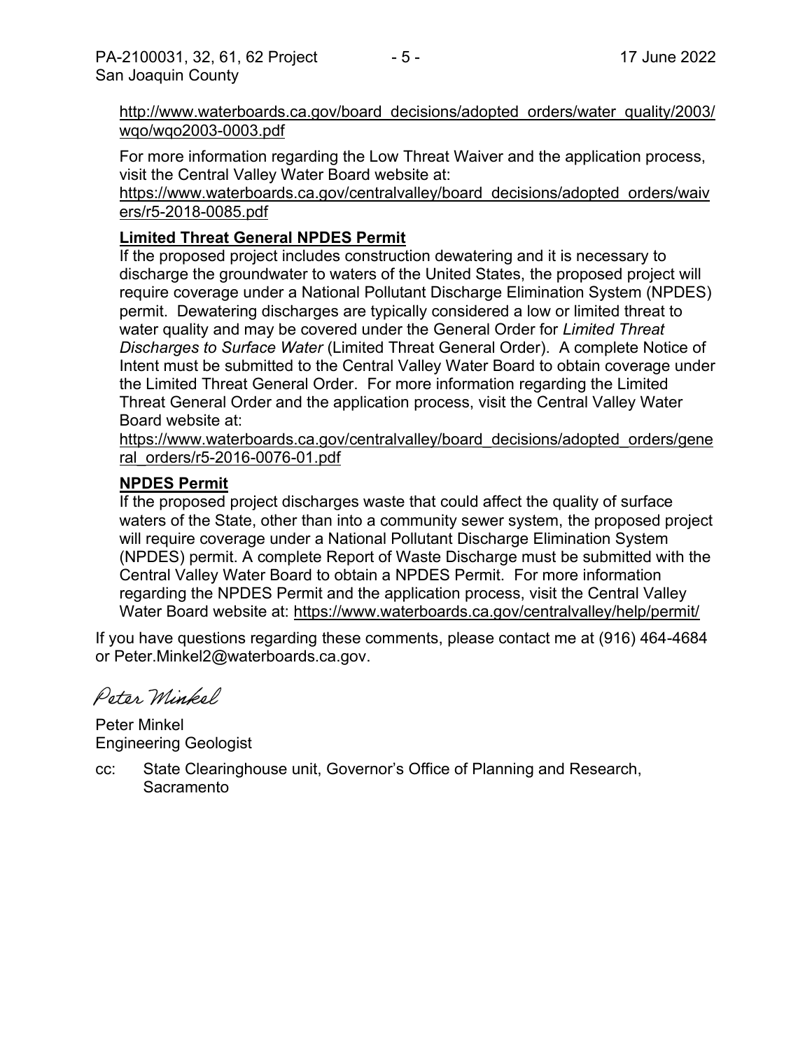http://www.waterboards.ca.gov/board_decisions/adopted_orders/water_quality/2003/wqo/wqo2003-0003.pdf

For more information regarding the Low Threat Waiver and the application process, visit the Central Valley Water Board website at: https://www.waterboards.ca.gov/centralvalley/board_decisions/adopted_orders/waivers/r5-2018-0085.pdf

**Limited Threat General NPDES Permit**

If the proposed project includes construction dewatering and it is necessary to discharge the groundwater to waters of the United States, the proposed project will require coverage under a National Pollutant Discharge Elimination System (NPDES) permit. Dewatering discharges are typically considered a low or limited threat to water quality and may be covered under the General Order for *Limited Threat Discharges to Surface Water* (Limited Threat General Order). A complete Notice of Intent must be submitted to the Central Valley Water Board to obtain coverage under the Limited Threat General Order. For more information regarding the Limited Threat General Order and the application process, visit the Central Valley Water Board website at: https://www.waterboards.ca.gov/centralvalley/board_decisions/adopted_orders/general_orders/r5-2016-0076-01.pdf

**NPDES Permit**

If the proposed project discharges waste that could affect the quality of surface waters of the State, other than into a community sewer system, the proposed project will require coverage under a National Pollutant Discharge Elimination System (NPDES) permit. A complete Report of Waste Discharge must be submitted with the Central Valley Water Board to obtain a NPDES Permit. For more information regarding the NPDES Permit and the application process, visit the Central Valley Water Board website at: https://www.waterboards.ca.gov/centralvalley/help/permit/

If you have questions regarding these comments, please contact me at (916) 464-4684 or Peter.Minkel2@waterboards.ca.gov.

*Peter Minkel*

Peter Minkel
Engineering Geologist

cc: State Clearinghouse unit, Governor's Office of Planning and Research, Sacramento